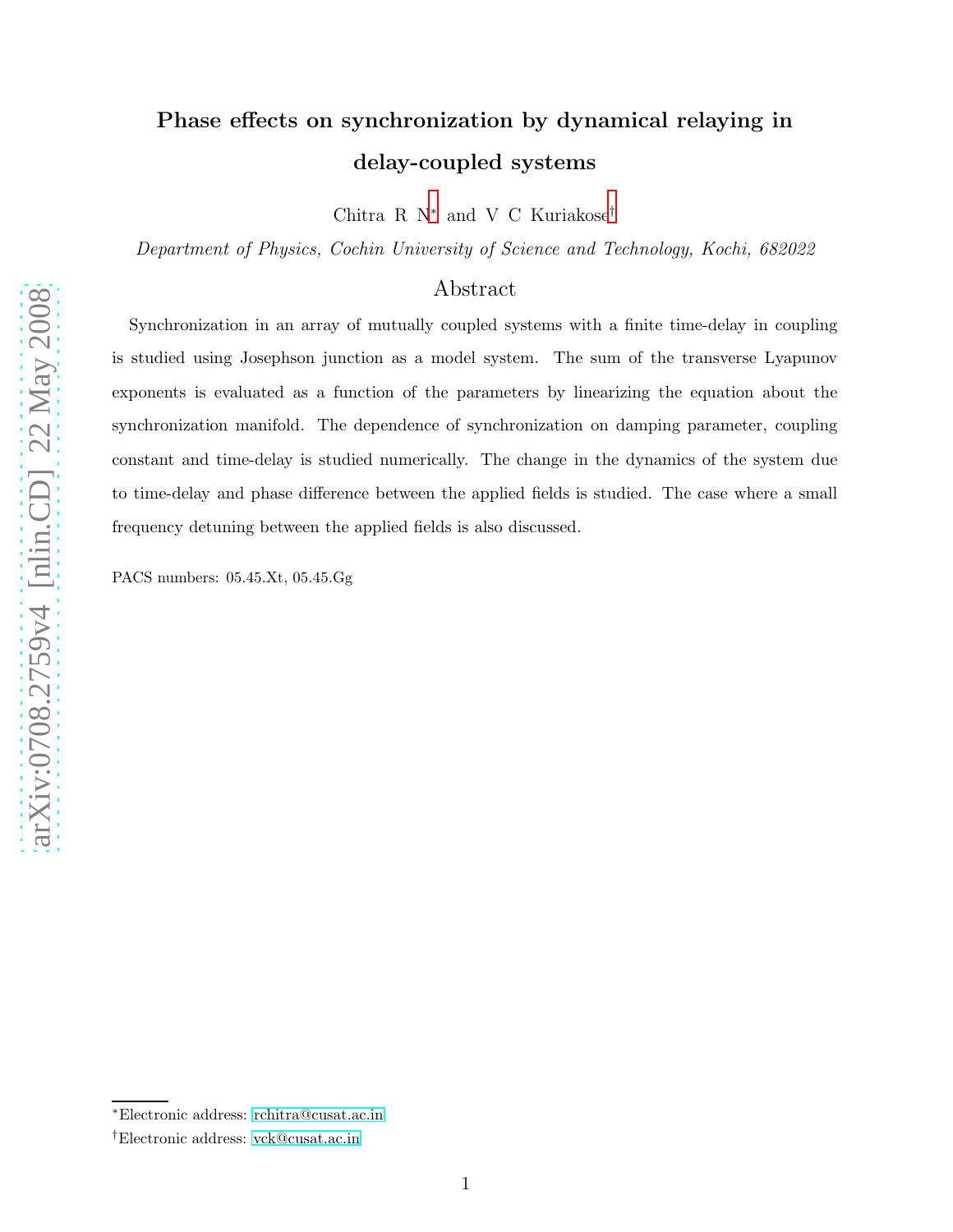# Phase effects on synchronization by dynamical relaying in delay-coupled systems

Chitra R N[*] and V C Kuriakose[†]

*Department of Physics, Cochin University of Science and Technology, Kochi, 682022*

## Abstract

Synchronization in an array of mutually coupled systems with a finite time-delay in coupling is studied using Josephson junction as a model system. The sum of the transverse Lyapunov exponents is evaluated as a function of the parameters by linearizing the equation about the synchronization manifold. The dependence of synchronization on damping parameter, coupling constant and time-delay is studied numerically. The change in the dynamics of the system due to time-delay and phase difference between the applied fields is studied. The case where a small frequency detuning between the applied fields is also discussed.

PACS numbers: 05.45.Xt, 05.45.Gg

[*]Electronic address: rchitra@cusat.ac.in

[†]Electronic address: vck@cusat.ac.in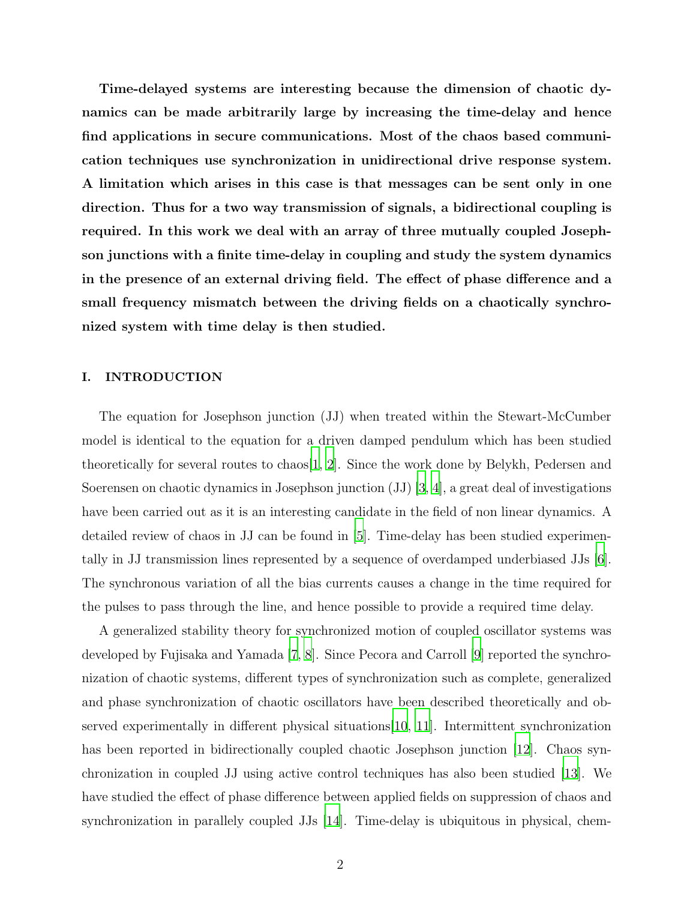**Time-delayed systems are interesting because the dimension of chaotic dynamics can be made arbitrarily large by increasing the time-delay and hence find applications in secure communications. Most of the chaos based communication techniques use synchronization in unidirectional drive response system. A limitation which arises in this case is that messages can be sent only in one direction. Thus for a two way transmission of signals, a bidirectional coupling is required. In this work we deal with an array of three mutually coupled Josephson junctions with a finite time-delay in coupling and study the system dynamics in the presence of an external driving field. The effect of phase difference and a small frequency mismatch between the driving fields on a chaotically synchronized system with time delay is then studied.**

## I. INTRODUCTION

The equation for Josephson junction (JJ) when treated within the Stewart-McCumber model is identical to the equation for a driven damped pendulum which has been studied theoretically for several routes to chaos[1, 2]. Since the work done by Belykh, Pedersen and Soerensen on chaotic dynamics in Josephson junction (JJ) [3, 4], a great deal of investigations have been carried out as it is an interesting candidate in the field of non linear dynamics. A detailed review of chaos in JJ can be found in [5]. Time-delay has been studied experimentally in JJ transmission lines represented by a sequence of overdamped underbiased JJs [6]. The synchronous variation of all the bias currents causes a change in the time required for the pulses to pass through the line, and hence possible to provide a required time delay.

A generalized stability theory for synchronized motion of coupled oscillator systems was developed by Fujisaka and Yamada [7, 8]. Since Pecora and Carroll [9] reported the synchronization of chaotic systems, different types of synchronization such as complete, generalized and phase synchronization of chaotic oscillators have been described theoretically and observed experimentally in different physical situations[10, 11]. Intermittent synchronization has been reported in bidirectionally coupled chaotic Josephson junction [12]. Chaos synchronization in coupled JJ using active control techniques has also been studied [13]. We have studied the effect of phase difference between applied fields on suppression of chaos and synchronization in parallely coupled JJs [14]. Time-delay is ubiquitous in physical, chem-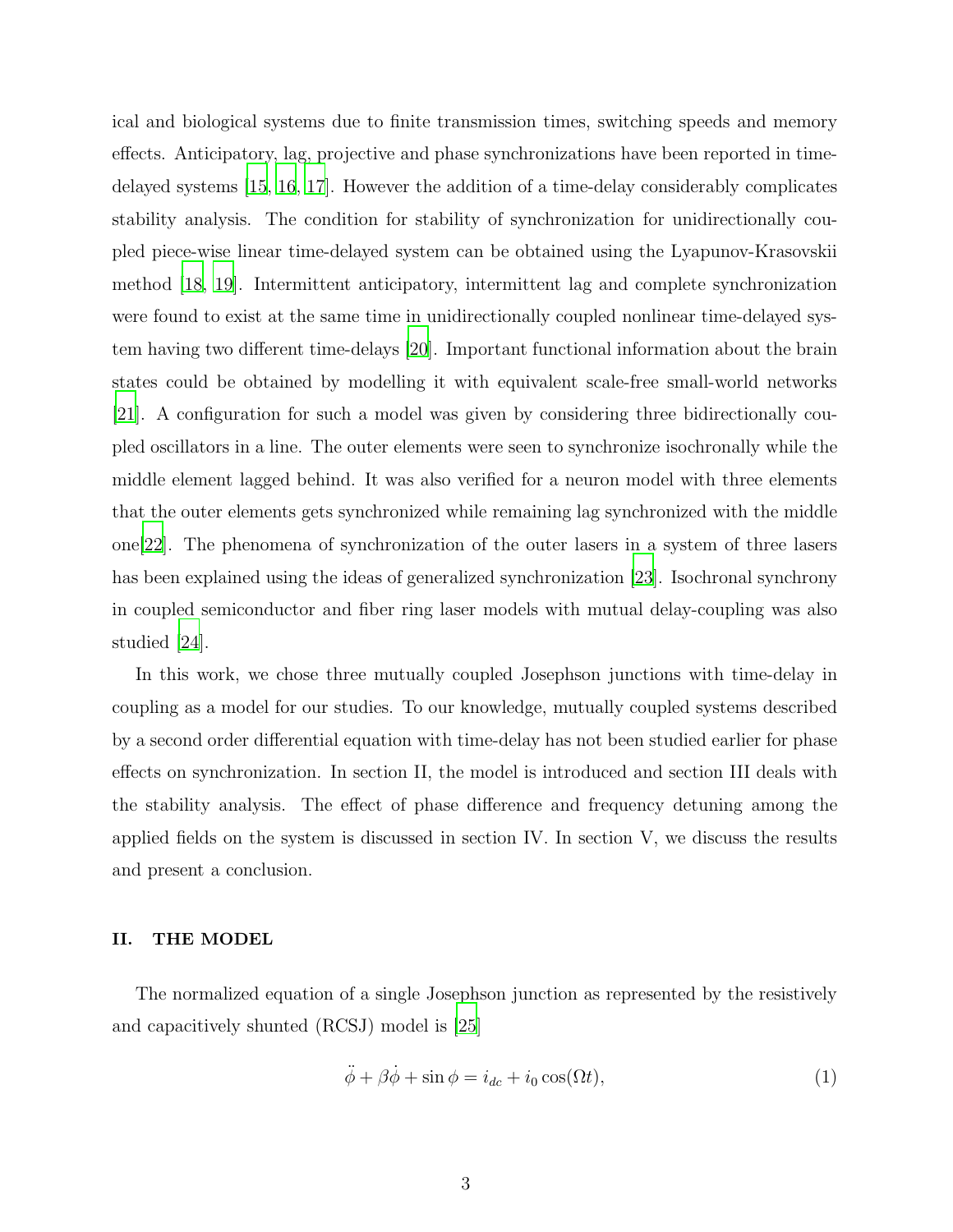ical and biological systems due to finite transmission times, switching speeds and memory effects. Anticipatory, lag, projective and phase synchronizations have been reported in time-delayed systems [15, 16, 17]. However the addition of a time-delay considerably complicates stability analysis. The condition for stability of synchronization for unidirectionally coupled piece-wise linear time-delayed system can be obtained using the Lyapunov-Krasovskii method [18, 19]. Intermittent anticipatory, intermittent lag and complete synchronization were found to exist at the same time in unidirectionally coupled nonlinear time-delayed system having two different time-delays [20]. Important functional information about the brain states could be obtained by modelling it with equivalent scale-free small-world networks [21]. A configuration for such a model was given by considering three bidirectionally coupled oscillators in a line. The outer elements were seen to synchronize isochronally while the middle element lagged behind. It was also verified for a neuron model with three elements that the outer elements gets synchronized while remaining lag synchronized with the middle one[22]. The phenomena of synchronization of the outer lasers in a system of three lasers has been explained using the ideas of generalized synchronization [23]. Isochronal synchrony in coupled semiconductor and fiber ring laser models with mutual delay-coupling was also studied [24].

In this work, we chose three mutually coupled Josephson junctions with time-delay in coupling as a model for our studies. To our knowledge, mutually coupled systems described by a second order differential equation with time-delay has not been studied earlier for phase effects on synchronization. In section II, the model is introduced and section III deals with the stability analysis. The effect of phase difference and frequency detuning among the applied fields on the system is discussed in section IV. In section V, we discuss the results and present a conclusion.

## II. THE MODEL

The normalized equation of a single Josephson junction as represented by the resistively and capacitively shunted (RCSJ) model is [25]

$$\ddot{\phi} + \beta\dot{\phi} + \sin\phi = i_{dc} + i_0 \cos(\Omega t), \tag{1}$$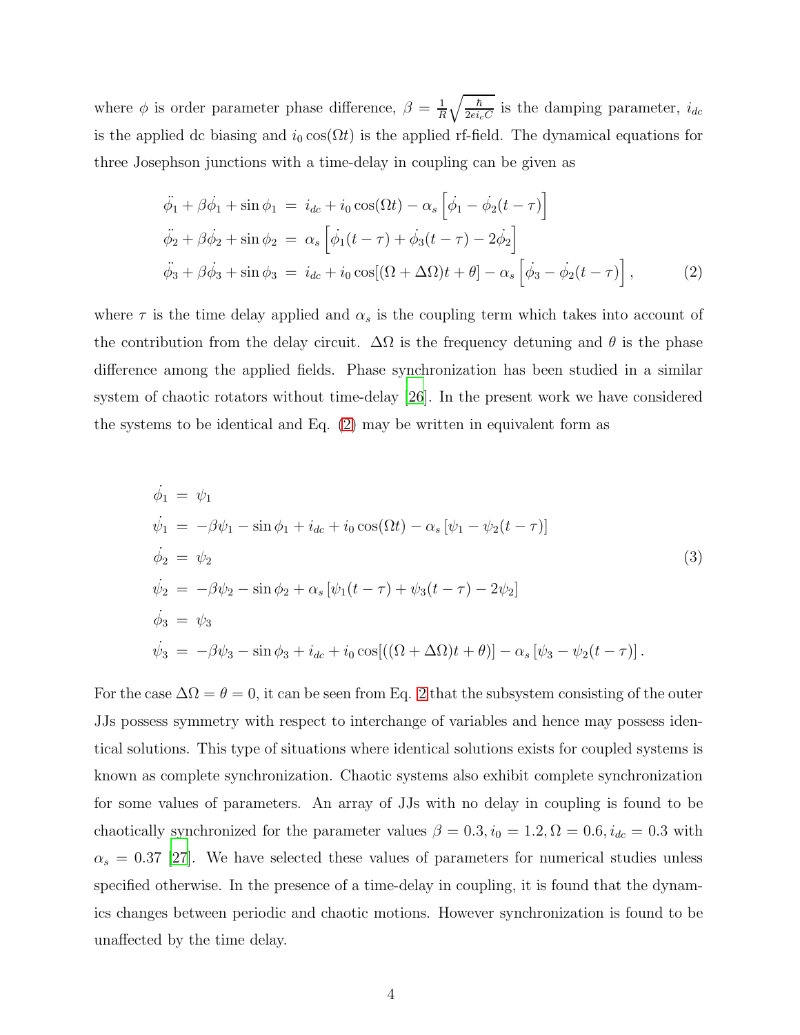where $\phi$ is order parameter phase difference, $\beta = \frac{1}{R}\sqrt{\frac{\hbar}{2ei_cC}}$ is the damping parameter, $i_{dc}$ is the applied dc biasing and $i_0 \cos(\Omega t)$ is the applied rf-field. The dynamical equations for three Josephson junctions with a time-delay in coupling can be given as

$$
\begin{aligned}
\ddot{\phi_1} + \beta\dot{\phi_1} + \sin\phi_1 &= i_{dc} + i_0\cos(\Omega t) - \alpha_s\left[\dot{\phi_1} - \dot{\phi_2}(t-\tau)\right] \\
\ddot{\phi_2} + \beta\dot{\phi_2} + \sin\phi_2 &= \alpha_s\left[\dot{\phi_1}(t-\tau) + \dot{\phi_3}(t-\tau) - 2\dot{\phi_2}\right] \\
\ddot{\phi_3} + \beta\dot{\phi_3} + \sin\phi_3 &= i_{dc} + i_0\cos[(\Omega+\Delta\Omega)t+\theta] - \alpha_s\left[\dot{\phi_3} - \dot{\phi_2}(t-\tau)\right],
\end{aligned} \tag{2}
$$

where $\tau$ is the time delay applied and $\alpha_s$ is the coupling term which takes into account of the contribution from the delay circuit. $\Delta\Omega$ is the frequency detuning and $\theta$ is the phase difference among the applied fields. Phase synchronization has been studied in a similar system of chaotic rotators without time-delay [26]. In the present work we have considered the systems to be identical and Eq. (2) may be written in equivalent form as

$$
\begin{aligned}
\dot{\phi_1} &= \psi_1 \\
\dot{\psi_1} &= -\beta\psi_1 - \sin\phi_1 + i_{dc} + i_0\cos(\Omega t) - \alpha_s\left[\psi_1 - \psi_2(t-\tau)\right] \\
\dot{\phi_2} &= \psi_2 \\
\dot{\psi_2} &= -\beta\psi_2 - \sin\phi_2 + \alpha_s\left[\psi_1(t-\tau) + \psi_3(t-\tau) - 2\psi_2\right] \\
\dot{\phi_3} &= \psi_3 \\
\dot{\psi_3} &= -\beta\psi_3 - \sin\phi_3 + i_{dc} + i_0\cos[((\Omega+\Delta\Omega)t+\theta)] - \alpha_s\left[\psi_3 - \psi_2(t-\tau)\right].
\end{aligned} \tag{3}
$$

For the case $\Delta\Omega = \theta = 0$, it can be seen from Eq. 2 that the subsystem consisting of the outer JJs possess symmetry with respect to interchange of variables and hence may possess identical solutions. This type of situations where identical solutions exists for coupled systems is known as complete synchronization. Chaotic systems also exhibit complete synchronization for some values of parameters. An array of JJs with no delay in coupling is found to be chaotically synchronized for the parameter values $\beta = 0.3, i_0 = 1.2, \Omega = 0.6, i_{dc} = 0.3$ with $\alpha_s = 0.37$ [27]. We have selected these values of parameters for numerical studies unless specified otherwise. In the presence of a time-delay in coupling, it is found that the dynamics changes between periodic and chaotic motions. However synchronization is found to be unaffected by the time delay.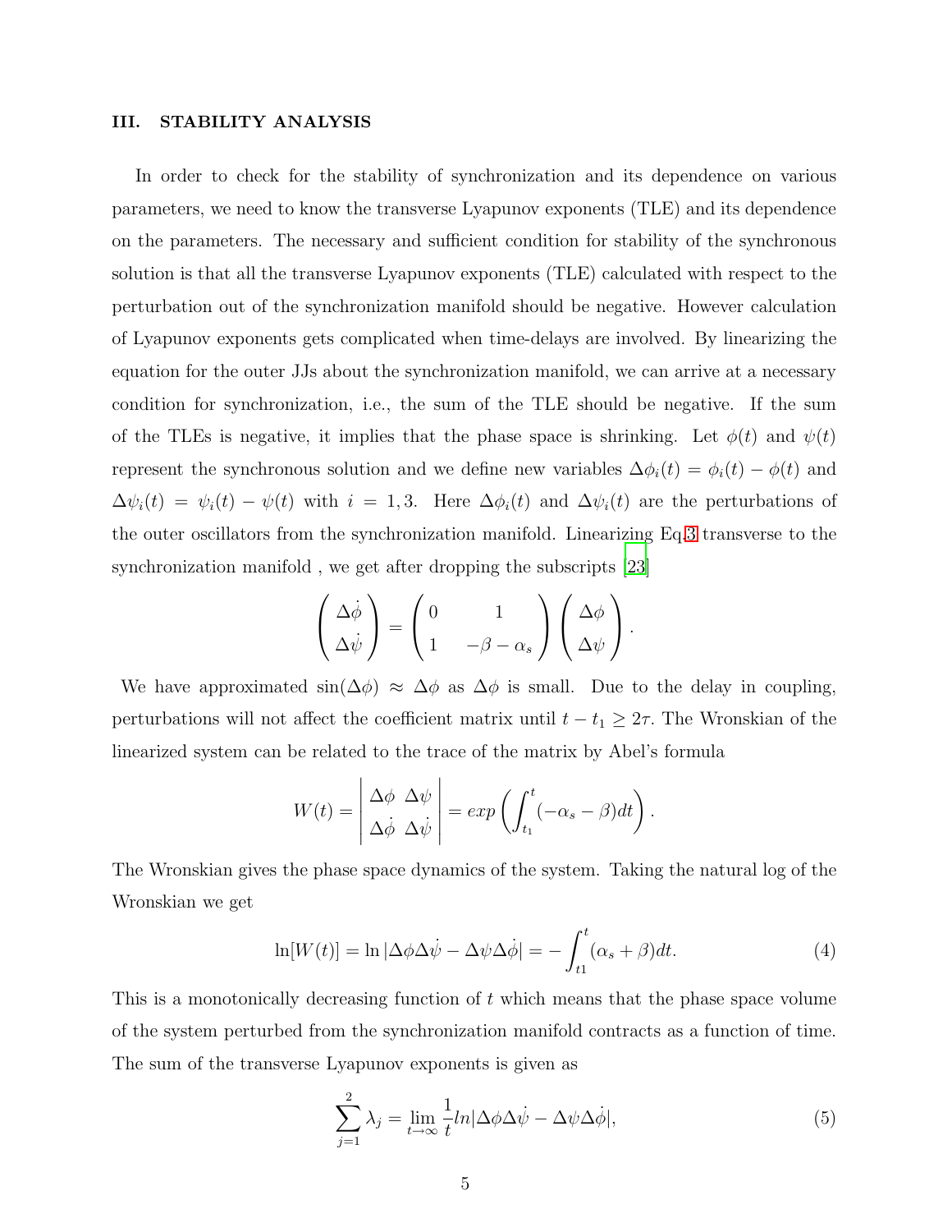## III. STABILITY ANALYSIS

In order to check for the stability of synchronization and its dependence on various parameters, we need to know the transverse Lyapunov exponents (TLE) and its dependence on the parameters. The necessary and sufficient condition for stability of the synchronous solution is that all the transverse Lyapunov exponents (TLE) calculated with respect to the perturbation out of the synchronization manifold should be negative. However calculation of Lyapunov exponents gets complicated when time-delays are involved. By linearizing the equation for the outer JJs about the synchronization manifold, we can arrive at a necessary condition for synchronization, i.e., the sum of the TLE should be negative. If the sum of the TLEs is negative, it implies that the phase space is shrinking. Let $\phi(t)$ and $\psi(t)$ represent the synchronous solution and we define new variables $\Delta\phi_i(t) = \phi_i(t) - \phi(t)$ and $\Delta\psi_i(t) = \psi_i(t) - \psi(t)$ with $i = 1, 3$. Here $\Delta\phi_i(t)$ and $\Delta\psi_i(t)$ are the perturbations of the outer oscillators from the synchronization manifold. Linearizing Eq.3 transverse to the synchronization manifold , we get after dropping the subscripts [23]

$$\begin{pmatrix} \Delta\dot{\phi} \\ \Delta\dot{\psi} \end{pmatrix} = \begin{pmatrix} 0 & 1 \\ 1 & -\beta - \alpha_s \end{pmatrix} \begin{pmatrix} \Delta\phi \\ \Delta\psi \end{pmatrix}.$$

We have approximated $\sin(\Delta\phi) \approx \Delta\phi$ as $\Delta\phi$ is small. Due to the delay in coupling, perturbations will not affect the coefficient matrix until $t - t_1 \geq 2\tau$. The Wronskian of the linearized system can be related to the trace of the matrix by Abel's formula

$$W(t) = \begin{vmatrix} \Delta\phi & \Delta\psi \\ \Delta\dot{\phi} & \Delta\dot{\psi} \end{vmatrix} = exp\left(\int_{t_1}^{t} (-\alpha_s - \beta)dt\right).$$

The Wronskian gives the phase space dynamics of the system. Taking the natural log of the Wronskian we get

$$\ln[W(t)] = \ln|\Delta\phi\Delta\dot{\psi} - \Delta\psi\Delta\dot{\phi}| = -\int_{t1}^{t} (\alpha_s + \beta)dt. \tag{4}$$

This is a monotonically decreasing function of $t$ which means that the phase space volume of the system perturbed from the synchronization manifold contracts as a function of time. The sum of the transverse Lyapunov exponents is given as

$$\sum_{j=1}^{2} \lambda_j = \lim_{t\to\infty} \frac{1}{t} ln|\Delta\phi\Delta\dot{\psi} - \Delta\psi\Delta\dot{\phi}|, \tag{5}$$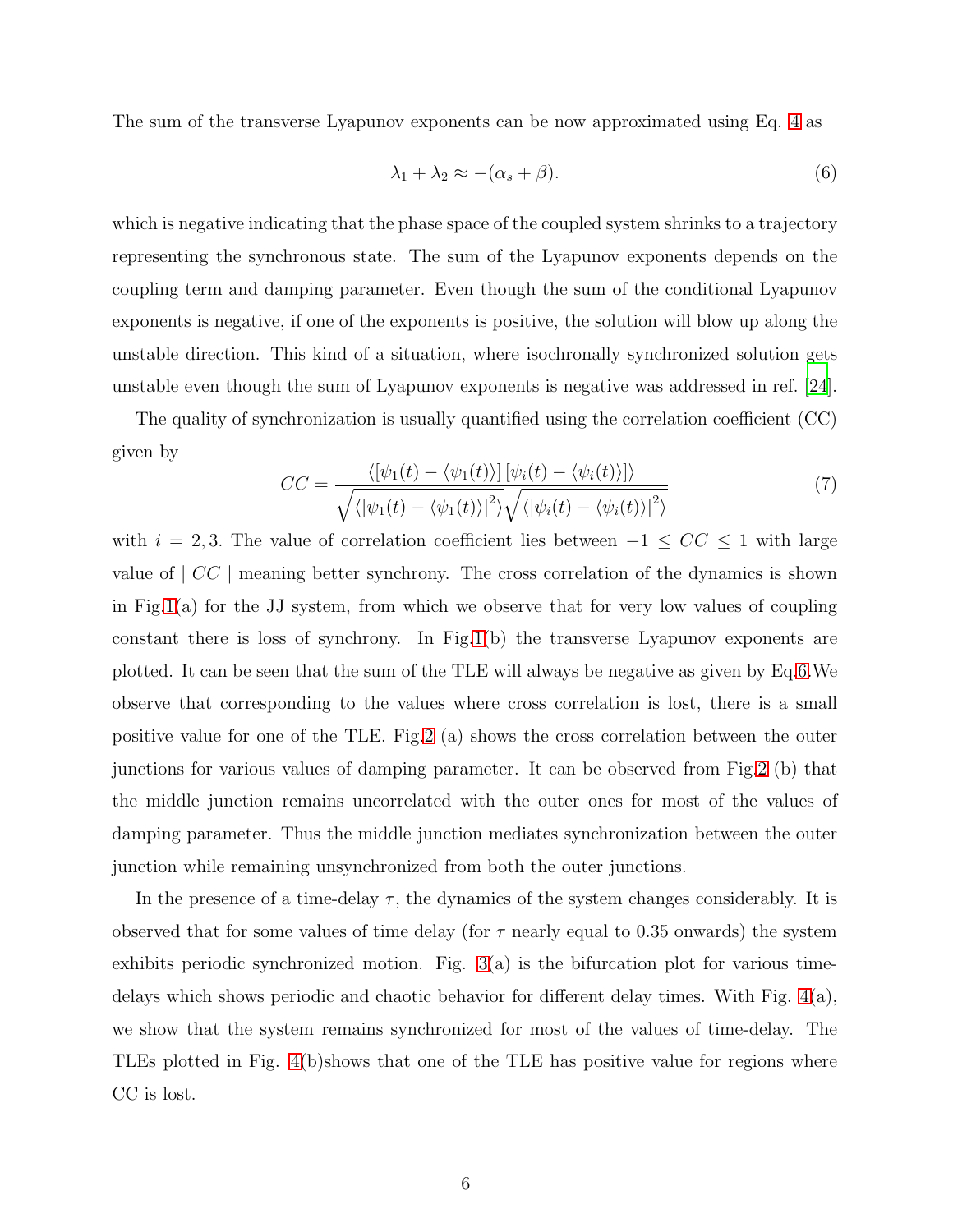The sum of the transverse Lyapunov exponents can be now approximated using Eq. 4 as

$$\lambda_1 + \lambda_2 \approx -(\alpha_s + \beta). \tag{6}$$

which is negative indicating that the phase space of the coupled system shrinks to a trajectory representing the synchronous state. The sum of the Lyapunov exponents depends on the coupling term and damping parameter. Even though the sum of the conditional Lyapunov exponents is negative, if one of the exponents is positive, the solution will blow up along the unstable direction. This kind of a situation, where isochronally synchronized solution gets unstable even though the sum of Lyapunov exponents is negative was addressed in ref. [24].

The quality of synchronization is usually quantified using the correlation coefficient (CC) given by

$$CC = \frac{\langle [\psi_1(t) - \langle \psi_1(t) \rangle] \, [\psi_i(t) - \langle \psi_i(t) \rangle] \rangle}{\sqrt{\langle |\psi_1(t) - \langle \psi_1(t) \rangle|^2 \rangle} \sqrt{\langle |\psi_i(t) - \langle \psi_i(t) \rangle|^2 \rangle}} \tag{7}$$

with $i = 2, 3$. The value of correlation coefficient lies between $-1 \leq CC \leq 1$ with large value of $\mid CC \mid$ meaning better synchrony. The cross correlation of the dynamics is shown in Fig.1(a) for the JJ system, from which we observe that for very low values of coupling constant there is loss of synchrony. In Fig.1(b) the transverse Lyapunov exponents are plotted. It can be seen that the sum of the TLE will always be negative as given by Eq.6.We observe that corresponding to the values where cross correlation is lost, there is a small positive value for one of the TLE. Fig.2 (a) shows the cross correlation between the outer junctions for various values of damping parameter. It can be observed from Fig.2 (b) that the middle junction remains uncorrelated with the outer ones for most of the values of damping parameter. Thus the middle junction mediates synchronization between the outer junction while remaining unsynchronized from both the outer junctions.

In the presence of a time-delay $\tau$, the dynamics of the system changes considerably. It is observed that for some values of time delay (for $\tau$ nearly equal to 0.35 onwards) the system exhibits periodic synchronized motion. Fig. 3(a) is the bifurcation plot for various time-delays which shows periodic and chaotic behavior for different delay times. With Fig. 4(a), we show that the system remains synchronized for most of the values of time-delay. The TLEs plotted in Fig. 4(b)shows that one of the TLE has positive value for regions where CC is lost.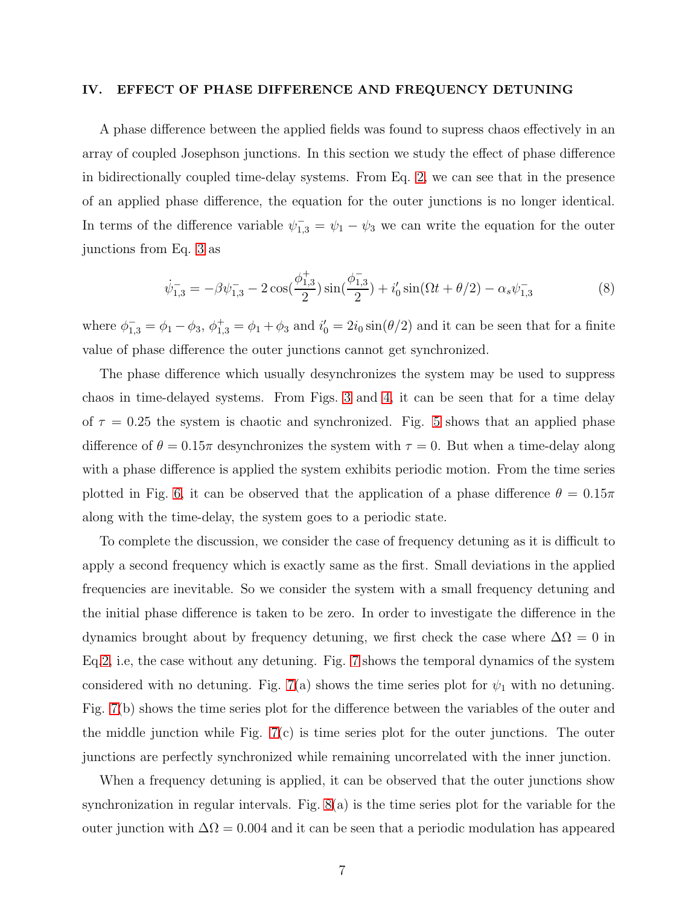## IV. EFFECT OF PHASE DIFFERENCE AND FREQUENCY DETUNING

A phase difference between the applied fields was found to supress chaos effectively in an array of coupled Josephson junctions. In this section we study the effect of phase difference in bidirectionally coupled time-delay systems. From Eq. 2, we can see that in the presence of an applied phase difference, the equation for the outer junctions is no longer identical. In terms of the difference variable $\psi^-_{1,3} = \psi_1 - \psi_3$ we can write the equation for the outer junctions from Eq. 3 as

$$\dot{\psi}^-_{1,3} = -\beta\psi^-_{1,3} - 2\cos(\frac{\phi^+_{1,3}}{2})\sin(\frac{\phi^-_{1,3}}{2}) + i'_0 \sin(\Omega t + \theta/2) - \alpha_s \psi^-_{1,3} \tag{8}$$

where $\phi^-_{1,3} = \phi_1 - \phi_3$, $\phi^+_{1,3} = \phi_1 + \phi_3$ and $i'_0 = 2i_0 \sin(\theta/2)$ and it can be seen that for a finite value of phase difference the outer junctions cannot get synchronized.

The phase difference which usually desynchronizes the system may be used to suppress chaos in time-delayed systems. From Figs. 3 and 4, it can be seen that for a time delay of $\tau = 0.25$ the system is chaotic and synchronized. Fig. 5 shows that an applied phase difference of $\theta = 0.15\pi$ desynchronizes the system with $\tau = 0$. But when a time-delay along with a phase difference is applied the system exhibits periodic motion. From the time series plotted in Fig. 6, it can be observed that the application of a phase difference $\theta = 0.15\pi$ along with the time-delay, the system goes to a periodic state.

To complete the discussion, we consider the case of frequency detuning as it is difficult to apply a second frequency which is exactly same as the first. Small deviations in the applied frequencies are inevitable. So we consider the system with a small frequency detuning and the initial phase difference is taken to be zero. In order to investigate the difference in the dynamics brought about by frequency detuning, we first check the case where $\Delta\Omega = 0$ in Eq.2, i.e, the case without any detuning. Fig. 7 shows the temporal dynamics of the system considered with no detuning. Fig. 7(a) shows the time series plot for $\psi_1$ with no detuning. Fig. 7(b) shows the time series plot for the difference between the variables of the outer and the middle junction while Fig. 7(c) is time series plot for the outer junctions. The outer junctions are perfectly synchronized while remaining uncorrelated with the inner junction.

When a frequency detuning is applied, it can be observed that the outer junctions show synchronization in regular intervals. Fig. 8(a) is the time series plot for the variable for the outer junction with $\Delta\Omega = 0.004$ and it can be seen that a periodic modulation has appeared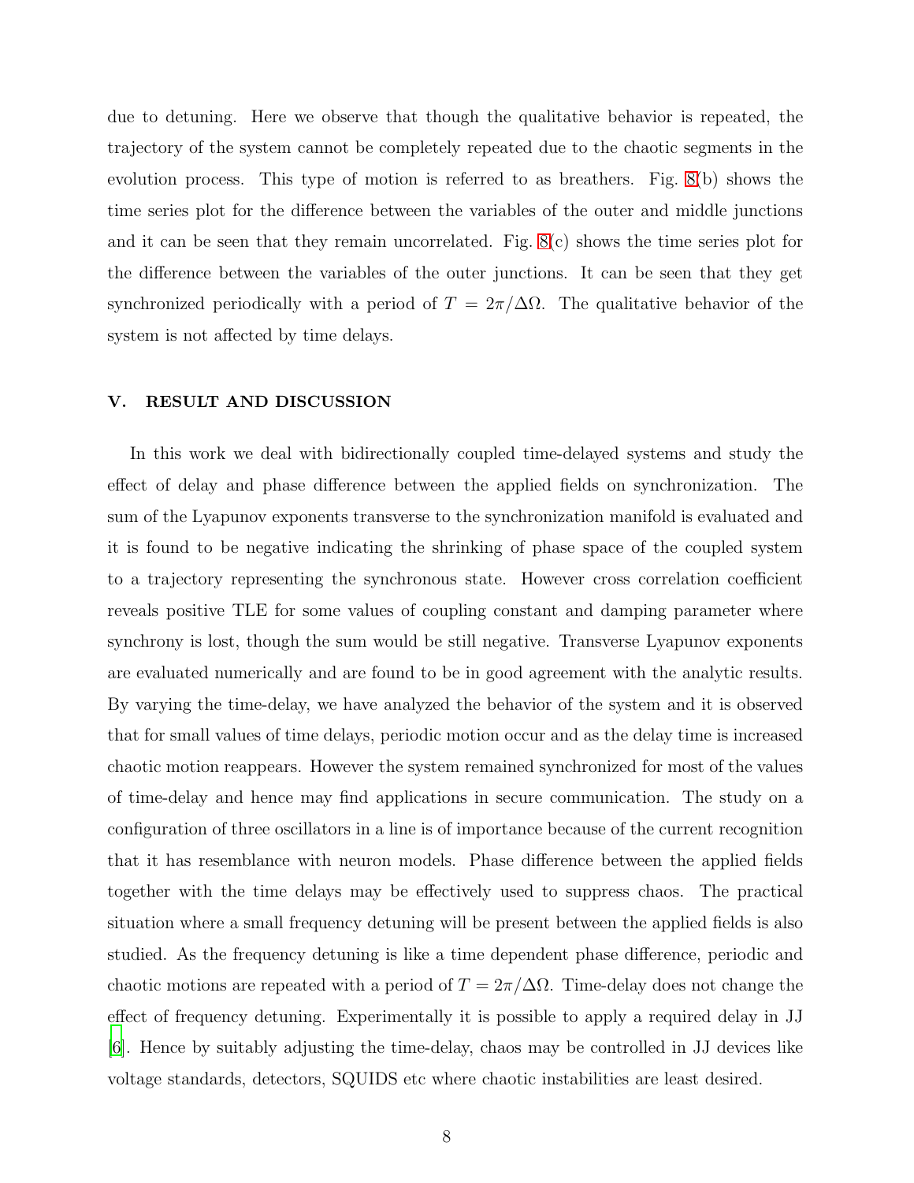due to detuning. Here we observe that though the qualitative behavior is repeated, the trajectory of the system cannot be completely repeated due to the chaotic segments in the evolution process. This type of motion is referred to as breathers. Fig. 8(b) shows the time series plot for the difference between the variables of the outer and middle junctions and it can be seen that they remain uncorrelated. Fig. 8(c) shows the time series plot for the difference between the variables of the outer junctions. It can be seen that they get synchronized periodically with a period of $T = 2\pi/\Delta\Omega$. The qualitative behavior of the system is not affected by time delays.

## V. RESULT AND DISCUSSION

In this work we deal with bidirectionally coupled time-delayed systems and study the effect of delay and phase difference between the applied fields on synchronization. The sum of the Lyapunov exponents transverse to the synchronization manifold is evaluated and it is found to be negative indicating the shrinking of phase space of the coupled system to a trajectory representing the synchronous state. However cross correlation coefficient reveals positive TLE for some values of coupling constant and damping parameter where synchrony is lost, though the sum would be still negative. Transverse Lyapunov exponents are evaluated numerically and are found to be in good agreement with the analytic results. By varying the time-delay, we have analyzed the behavior of the system and it is observed that for small values of time delays, periodic motion occur and as the delay time is increased chaotic motion reappears. However the system remained synchronized for most of the values of time-delay and hence may find applications in secure communication. The study on a configuration of three oscillators in a line is of importance because of the current recognition that it has resemblance with neuron models. Phase difference between the applied fields together with the time delays may be effectively used to suppress chaos. The practical situation where a small frequency detuning will be present between the applied fields is also studied. As the frequency detuning is like a time dependent phase difference, periodic and chaotic motions are repeated with a period of $T = 2\pi/\Delta\Omega$. Time-delay does not change the effect of frequency detuning. Experimentally it is possible to apply a required delay in JJ [6]. Hence by suitably adjusting the time-delay, chaos may be controlled in JJ devices like voltage standards, detectors, SQUIDS etc where chaotic instabilities are least desired.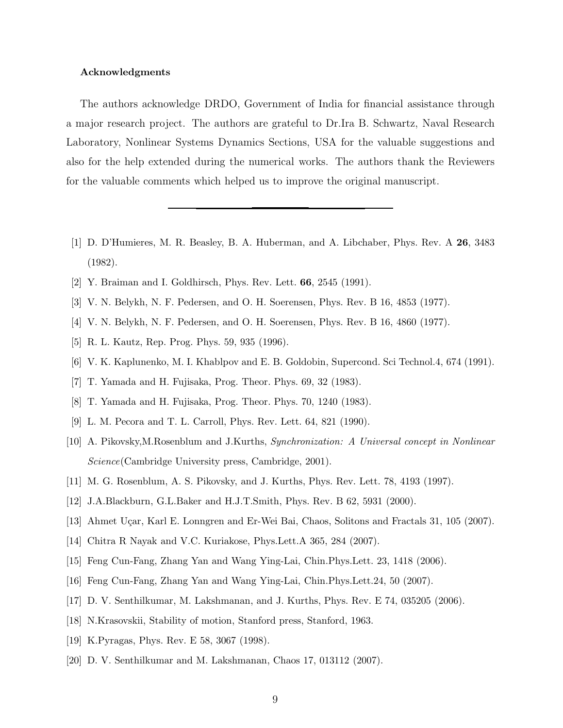### Acknowledgments

The authors acknowledge DRDO, Government of India for financial assistance through a major research project. The authors are grateful to Dr.Ira B. Schwartz, Naval Research Laboratory, Nonlinear Systems Dynamics Sections, USA for the valuable suggestions and also for the help extended during the numerical works. The authors thank the Reviewers for the valuable comments which helped us to improve the original manuscript.

---

[1] D. D'Humieres, M. R. Beasley, B. A. Huberman, and A. Libchaber, Phys. Rev. A **26**, 3483 (1982).

[2] Y. Braiman and I. Goldhirsch, Phys. Rev. Lett. **66**, 2545 (1991).

[3] V. N. Belykh, N. F. Pedersen, and O. H. Soerensen, Phys. Rev. B 16, 4853 (1977).

[4] V. N. Belykh, N. F. Pedersen, and O. H. Soerensen, Phys. Rev. B 16, 4860 (1977).

[5] R. L. Kautz, Rep. Prog. Phys. 59, 935 (1996).

[6] V. K. Kaplunenko, M. I. Khablpov and E. B. Goldobin, Supercond. Sci Technol.4, 674 (1991).

[7] T. Yamada and H. Fujisaka, Prog. Theor. Phys. 69, 32 (1983).

[8] T. Yamada and H. Fujisaka, Prog. Theor. Phys. 70, 1240 (1983).

[9] L. M. Pecora and T. L. Carroll, Phys. Rev. Lett. 64, 821 (1990).

[10] A. Pikovsky,M.Rosenblum and J.Kurths, *Synchronization: A Universal concept in Nonlinear Science*(Cambridge University press, Cambridge, 2001).

[11] M. G. Rosenblum, A. S. Pikovsky, and J. Kurths, Phys. Rev. Lett. 78, 4193 (1997).

[12] J.A.Blackburn, G.L.Baker and H.J.T.Smith, Phys. Rev. B 62, 5931 (2000).

[13] Ahmet Uçar, Karl E. Lonngren and Er-Wei Bai, Chaos, Solitons and Fractals 31, 105 (2007).

[14] Chitra R Nayak and V.C. Kuriakose, Phys.Lett.A 365, 284 (2007).

[15] Feng Cun-Fang, Zhang Yan and Wang Ying-Lai, Chin.Phys.Lett. 23, 1418 (2006).

[16] Feng Cun-Fang, Zhang Yan and Wang Ying-Lai, Chin.Phys.Lett.24, 50 (2007).

[17] D. V. Senthilkumar, M. Lakshmanan, and J. Kurths, Phys. Rev. E 74, 035205 (2006).

[18] N.Krasovskii, Stability of motion, Stanford press, Stanford, 1963.

[19] K.Pyragas, Phys. Rev. E 58, 3067 (1998).

[20] D. V. Senthilkumar and M. Lakshmanan, Chaos 17, 013112 (2007).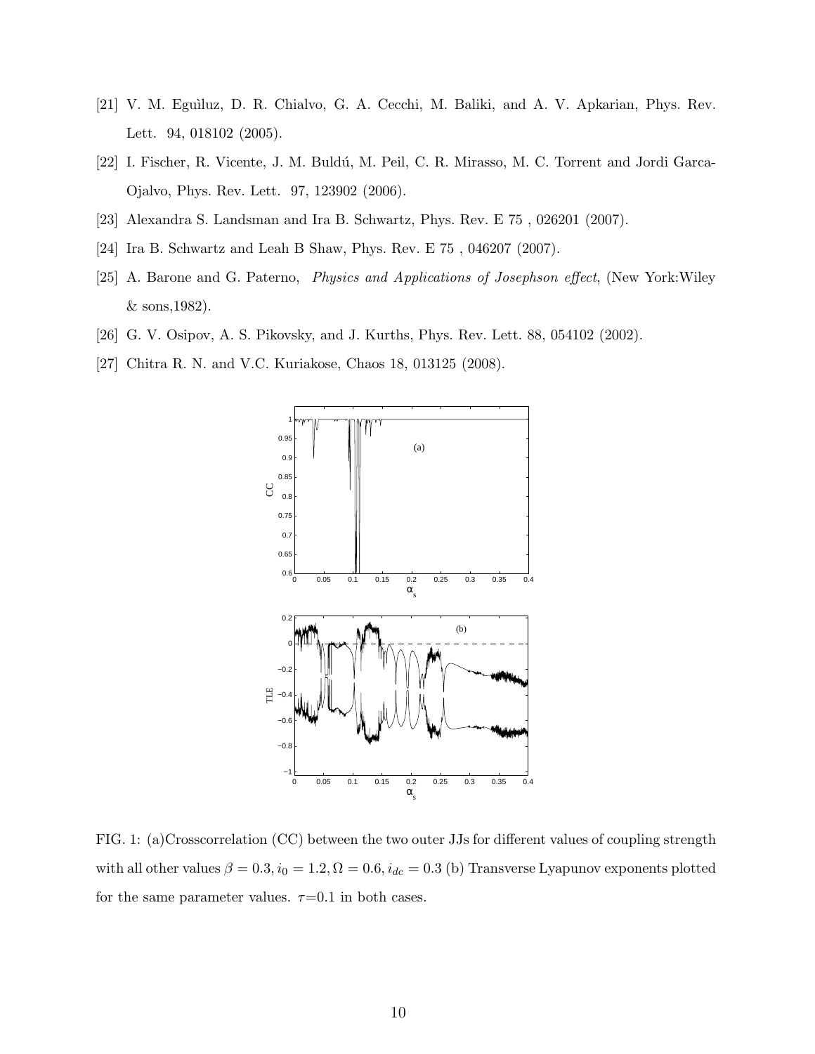[21] V. M. Eguìluz, D. R. Chialvo, G. A. Cecchi, M. Baliki, and A. V. Apkarian, Phys. Rev. Lett. 94, 018102 (2005).

[22] I. Fischer, R. Vicente, J. M. Buldú, M. Peil, C. R. Mirasso, M. C. Torrent and Jordi Garca-Ojalvo, Phys. Rev. Lett. 97, 123902 (2006).

[23] Alexandra S. Landsman and Ira B. Schwartz, Phys. Rev. E 75 , 026201 (2007).

[24] Ira B. Schwartz and Leah B Shaw, Phys. Rev. E 75 , 046207 (2007).

[25] A. Barone and G. Paterno, *Physics and Applications of Josephson effect*, (New York:Wiley & sons,1982).

[26] G. V. Osipov, A. S. Pikovsky, and J. Kurths, Phys. Rev. Lett. 88, 054102 (2002).

[27] Chitra R. N. and V.C. Kuriakose, Chaos 18, 013125 (2008).

FIG. 1: (a)Crosscorrelation (CC) between the two outer JJs for different values of coupling strength with all other values $\beta = 0.3, i_0 = 1.2, \Omega = 0.6, i_{dc} = 0.3$ (b) Transverse Lyapunov exponents plotted for the same parameter values. $\tau$=0.1 in both cases.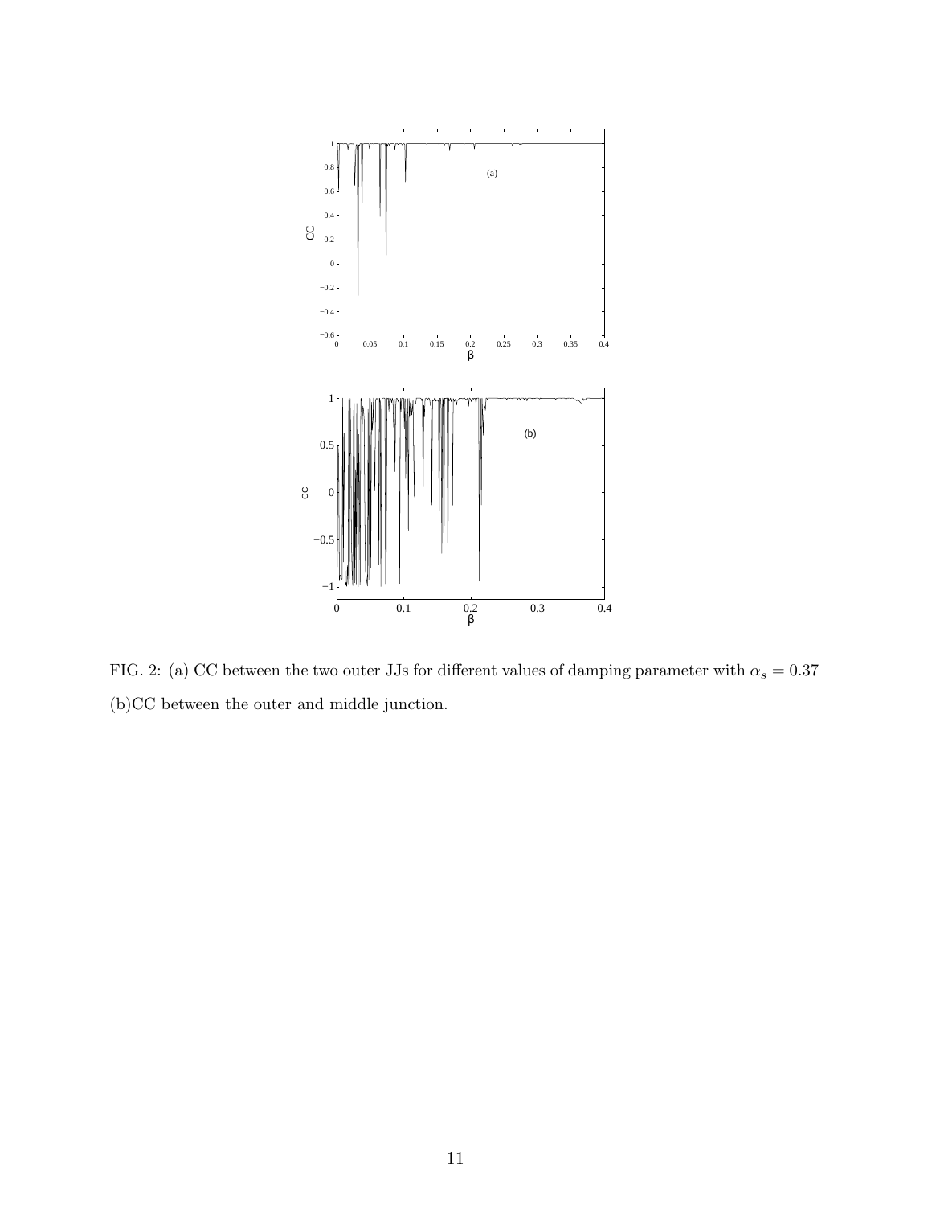FIG. 2: (a) CC between the two outer JJs for different values of damping parameter with $\alpha_s = 0.37$ (b)CC between the outer and middle junction.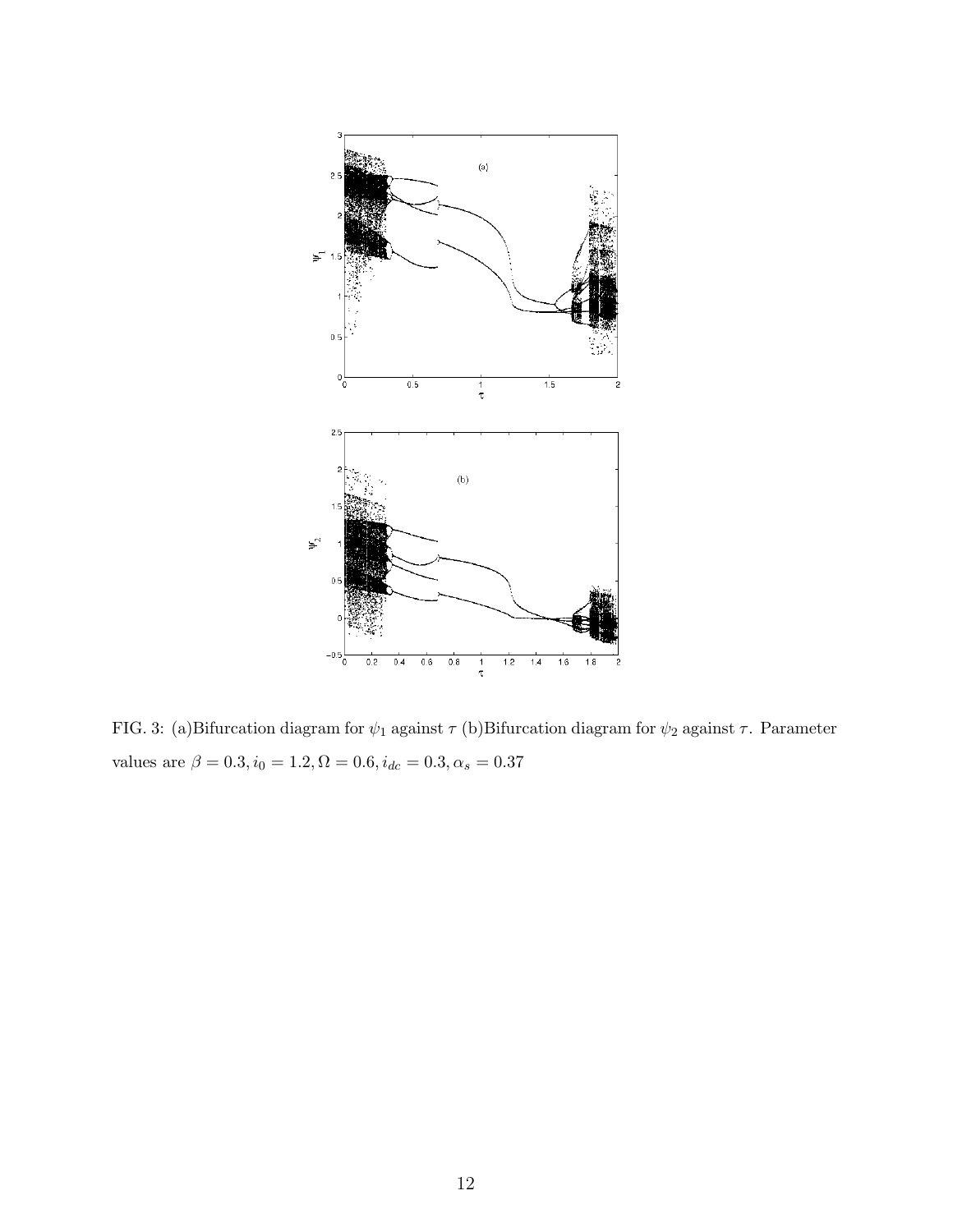FIG. 3: (a)Bifurcation diagram for $\psi_1$ against $\tau$ (b)Bifurcation diagram for $\psi_2$ against $\tau$. Parameter values are $\beta = 0.3, i_0 = 1.2, \Omega = 0.6, i_{dc} = 0.3, \alpha_s = 0.37$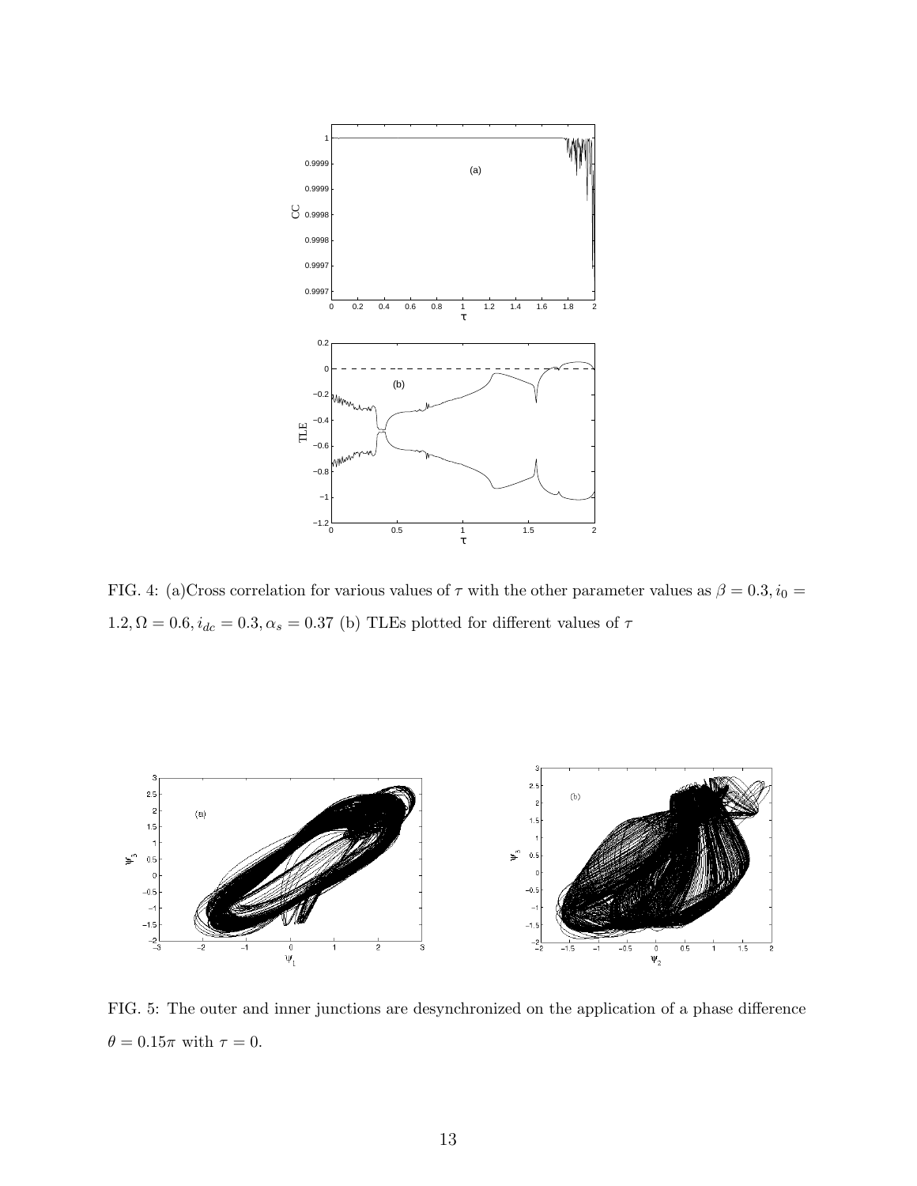FIG. 4: (a)Cross correlation for various values of $\tau$ with the other parameter values as $\beta = 0.3, i_0 = 1.2, \Omega = 0.6, i_{dc} = 0.3, \alpha_s = 0.37$ (b) TLEs plotted for different values of $\tau$

FIG. 5: The outer and inner junctions are desynchronized on the application of a phase difference $\theta = 0.15\pi$ with $\tau = 0$.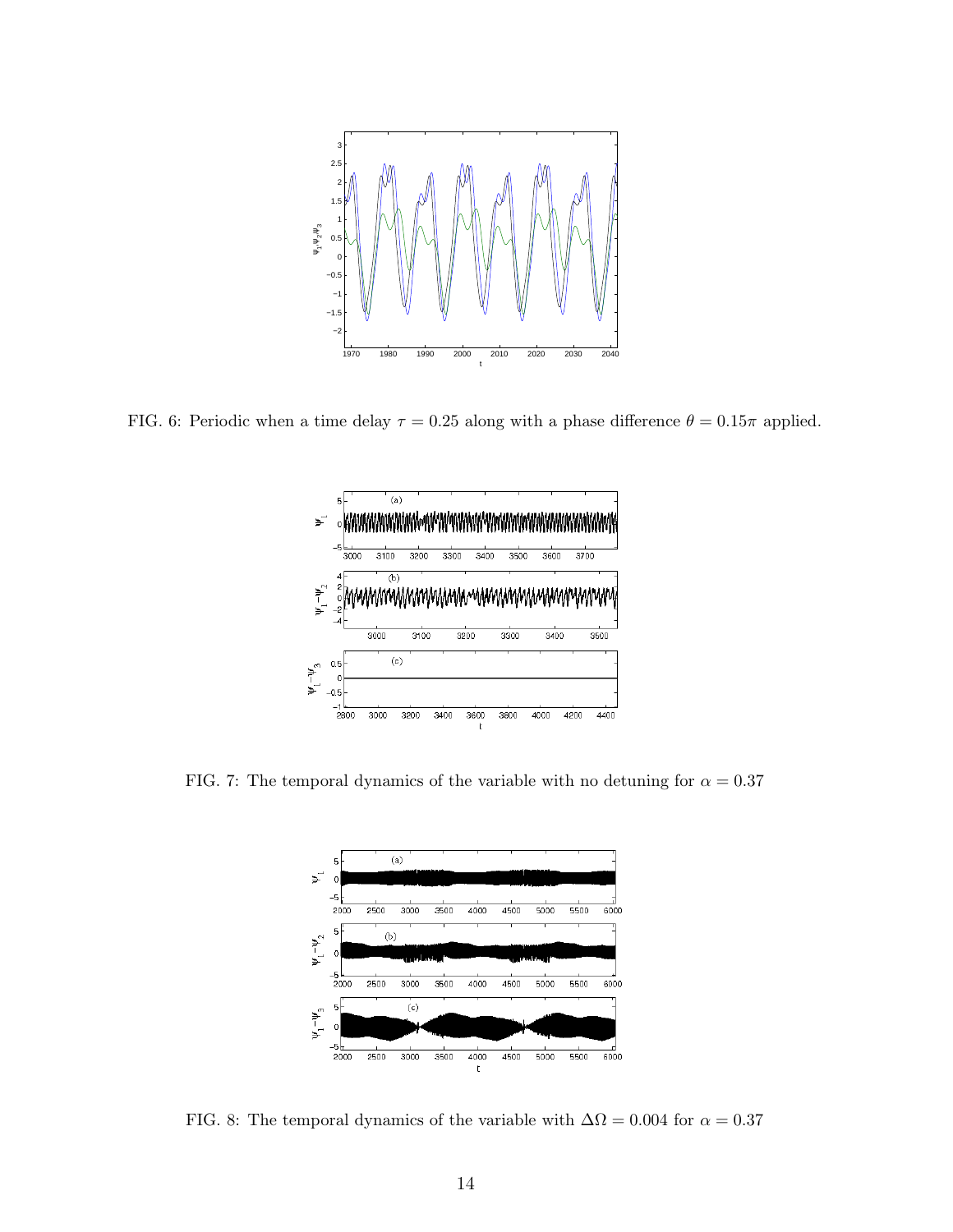$\psi_1, \psi_2, \psi_3$

3
2.5
2
1.5
1
0.5
0
−0.5
−1
−1.5
−2

1970 1980 1990 2000 2010 2020 2030 2040

t

FIG. 6: Periodic when a time delay $\tau = 0.25$ along with a phase difference $\theta = 0.15\pi$ applied.

(a)

$\psi_1$

5
0
−5

3000 3100 3200 3300 3400 3500 3600 3700

(b)

$\psi_1 - \psi_2$

4
2
0
−2
−4

3000 3100 3200 3300 3400 3500

(c)

$\psi_1 - \psi_3$

0.5
0
−0.5
−1

2800 3000 3200 3400 3600 3800 4000 4200 4400

t

FIG. 7: The temporal dynamics of the variable with no detuning for $\alpha = 0.37$

(a)

$\psi_1$

5
0
−5

2000 2500 3000 3500 4000 4500 5000 5500 6000

(b)

$\psi_1 - \psi_2$

5
0
−5

2000 2500 3000 3500 4000 4500 5000 5500 6000

(c)

$\psi_1 - \psi_3$

5
0
−5

2000 2500 3000 3500 4000 4500 5000 5500 6000

t

FIG. 8: The temporal dynamics of the variable with $\Delta\Omega = 0.004$ for $\alpha = 0.37$